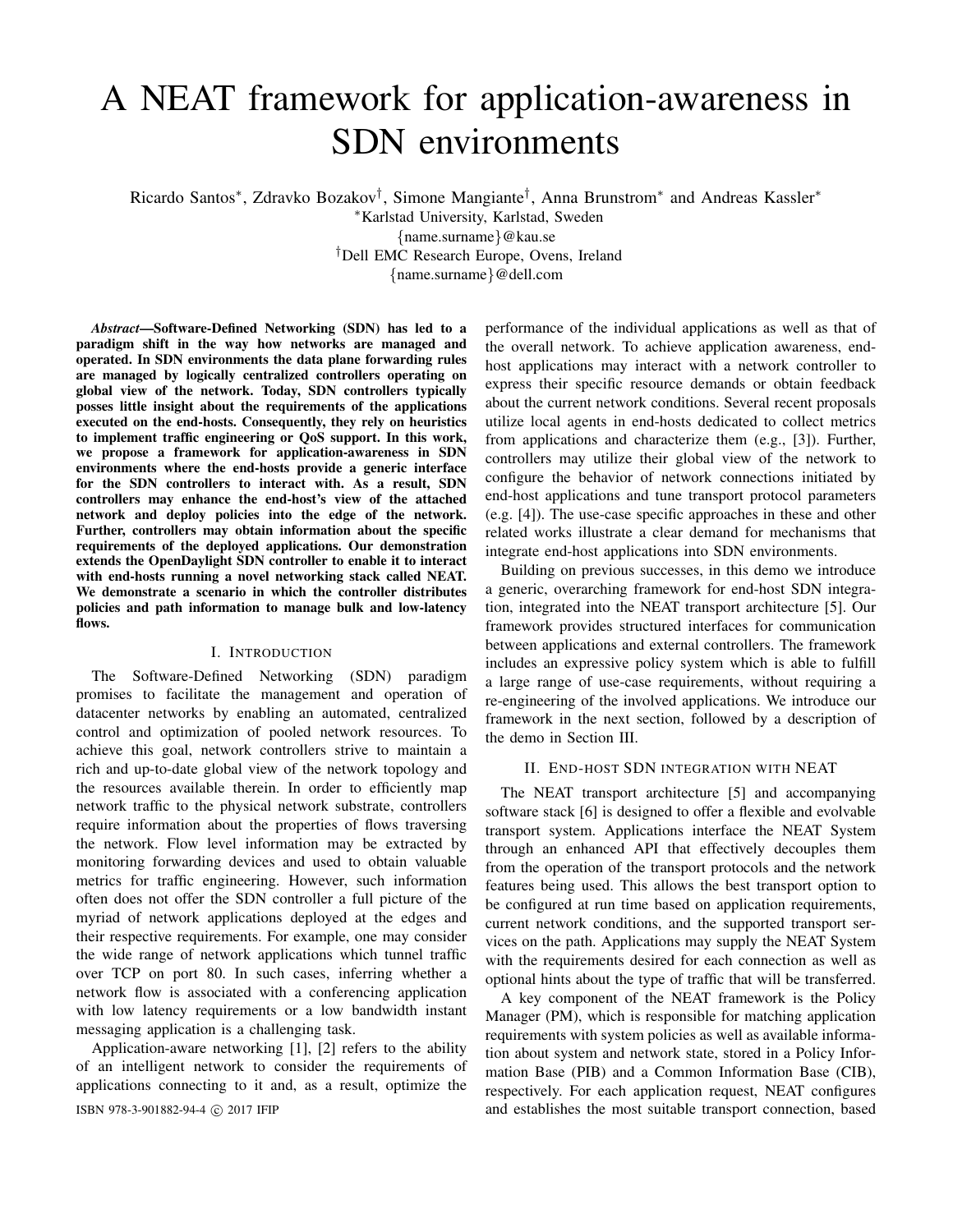# A NEAT framework for application-awareness in SDN environments

Ricardo Santos*, Zdravko Bozakov†, Simone Mangiante†, Anna Brunstrom* and Andreas Kassler*

*Karlstad University, Karlstad, Sweden
{name.surname}@kau.se

†Dell EMC Research Europe, Ovens, Ireland
{name.surname}@dell.com

***Abstract*—Software-Defined Networking (SDN) has led to a paradigm shift in the way how networks are managed and operated. In SDN environments the data plane forwarding rules are managed by logically centralized controllers operating on global view of the network. Today, SDN controllers typically posses little insight about the requirements of the applications executed on the end-hosts. Consequently, they rely on heuristics to implement traffic engineering or QoS support. In this work, we propose a framework for application-awareness in SDN environments where the end-hosts provide a generic interface for the SDN controllers to interact with. As a result, SDN controllers may enhance the end-host's view of the attached network and deploy policies into the edge of the network. Further, controllers may obtain information about the specific requirements of the deployed applications. Our demonstration extends the OpenDaylight SDN controller to enable it to interact with end-hosts running a novel networking stack called NEAT. We demonstrate a scenario in which the controller distributes policies and path information to manage bulk and low-latency flows.**

## I. Introduction

The Software-Defined Networking (SDN) paradigm promises to facilitate the management and operation of datacenter networks by enabling an automated, centralized control and optimization of pooled network resources. To achieve this goal, network controllers strive to maintain a rich and up-to-date global view of the network topology and the resources available therein. In order to efficiently map network traffic to the physical network substrate, controllers require information about the properties of flows traversing the network. Flow level information may be extracted by monitoring forwarding devices and used to obtain valuable metrics for traffic engineering. However, such information often does not offer the SDN controller a full picture of the myriad of network applications deployed at the edges and their respective requirements. For example, one may consider the wide range of network applications which tunnel traffic over TCP on port 80. In such cases, inferring whether a network flow is associated with a conferencing application with low latency requirements or a low bandwidth instant messaging application is a challenging task.

Application-aware networking [1], [2] refers to the ability of an intelligent network to consider the requirements of applications connecting to it and, as a result, optimize the performance of the individual applications as well as that of the overall network. To achieve application awareness, end-host applications may interact with a network controller to express their specific resource demands or obtain feedback about the current network conditions. Several recent proposals utilize local agents in end-hosts dedicated to collect metrics from applications and characterize them (e.g., [3]). Further, controllers may utilize their global view of the network to configure the behavior of network connections initiated by end-host applications and tune transport protocol parameters (e.g. [4]). The use-case specific approaches in these and other related works illustrate a clear demand for mechanisms that integrate end-host applications into SDN environments.

Building on previous successes, in this demo we introduce a generic, overarching framework for end-host SDN integration, integrated into the NEAT transport architecture [5]. Our framework provides structured interfaces for communication between applications and external controllers. The framework includes an expressive policy system which is able to fulfill a large range of use-case requirements, without requiring a re-engineering of the involved applications. We introduce our framework in the next section, followed by a description of the demo in Section III.

## II. End-host SDN integration with NEAT

The NEAT transport architecture [5] and accompanying software stack [6] is designed to offer a flexible and evolvable transport system. Applications interface the NEAT System through an enhanced API that effectively decouples them from the operation of the transport protocols and the network features being used. This allows the best transport option to be configured at run time based on application requirements, current network conditions, and the supported transport services on the path. Applications may supply the NEAT System with the requirements desired for each connection as well as optional hints about the type of traffic that will be transferred.

A key component of the NEAT framework is the Policy Manager (PM), which is responsible for matching application requirements with system policies as well as available information about system and network state, stored in a Policy Information Base (PIB) and a Common Information Base (CIB), respectively. For each application request, NEAT configures and establishes the most suitable transport connection, based

ISBN 978-3-901882-94-4 © 2017 IFIP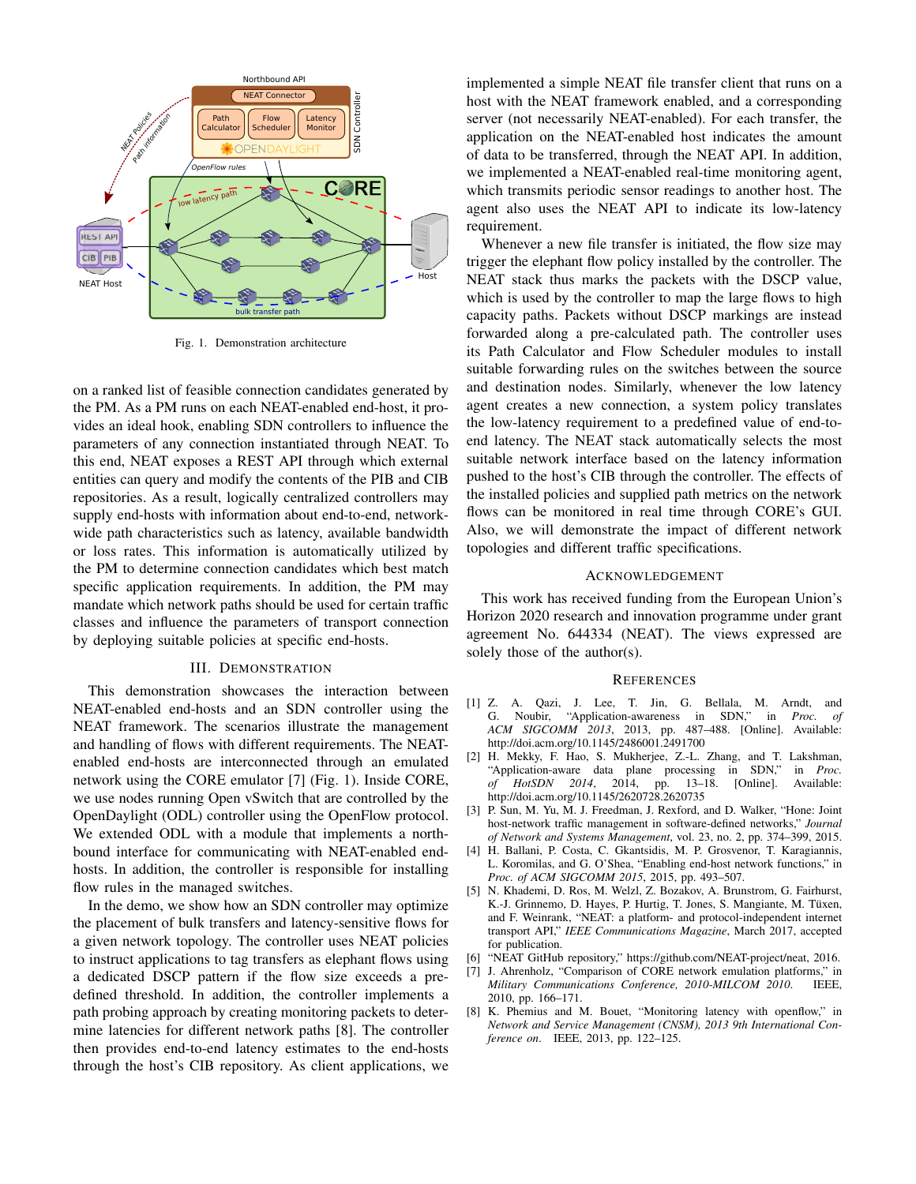Northbound API

NEAT Connector

Path Calculator

Flow Scheduler

Latency Monitor

OPENDAYLIGHT

SDN Controller

NEAT Policies

Path information

OpenFlow rules

CORE

low latency path

REST API

CIB

PIB

NEAT Host

Host

bulk transfer path

Fig. 1. Demonstration architecture

on a ranked list of feasible connection candidates generated by the PM. As a PM runs on each NEAT-enabled end-host, it provides an ideal hook, enabling SDN controllers to influence the parameters of any connection instantiated through NEAT. To this end, NEAT exposes a REST API through which external entities can query and modify the contents of the PIB and CIB repositories. As a result, logically centralized controllers may supply end-hosts with information about end-to-end, network-wide path characteristics such as latency, available bandwidth or loss rates. This information is automatically utilized by the PM to determine connection candidates which best match specific application requirements. In addition, the PM may mandate which network paths should be used for certain traffic classes and influence the parameters of transport connection by deploying suitable policies at specific end-hosts.

## III. Demonstration

This demonstration showcases the interaction between NEAT-enabled end-hosts and an SDN controller using the NEAT framework. The scenarios illustrate the management and handling of flows with different requirements. The NEAT-enabled end-hosts are interconnected through an emulated network using the CORE emulator [7] (Fig. 1). Inside CORE, we use nodes running Open vSwitch that are controlled by the OpenDaylight (ODL) controller using the OpenFlow protocol. We extended ODL with a module that implements a northbound interface for communicating with NEAT-enabled end-hosts. In addition, the controller is responsible for installing flow rules in the managed switches.

In the demo, we show how an SDN controller may optimize the placement of bulk transfers and latency-sensitive flows for a given network topology. The controller uses NEAT policies to instruct applications to tag transfers as elephant flows using a dedicated DSCP pattern if the flow size exceeds a pre-defined threshold. In addition, the controller implements a path probing approach by creating monitoring packets to determine latencies for different network paths [8]. The controller then provides end-to-end latency estimates to the end-hosts through the host's CIB repository. As client applications, we implemented a simple NEAT file transfer client that runs on a host with the NEAT framework enabled, and a corresponding server (not necessarily NEAT-enabled). For each transfer, the application on the NEAT-enabled host indicates the amount of data to be transferred, through the NEAT API. In addition, we implemented a NEAT-enabled real-time monitoring agent, which transmits periodic sensor readings to another host. The agent also uses the NEAT API to indicate its low-latency requirement.

Whenever a new file transfer is initiated, the flow size may trigger the elephant flow policy installed by the controller. The NEAT stack thus marks the packets with the DSCP value, which is used by the controller to map the large flows to high capacity paths. Packets without DSCP markings are instead forwarded along a pre-calculated path. The controller uses its Path Calculator and Flow Scheduler modules to install suitable forwarding rules on the switches between the source and destination nodes. Similarly, whenever the low latency agent creates a new connection, a system policy translates the low-latency requirement to a predefined value of end-to-end latency. The NEAT stack automatically selects the most suitable network interface based on the latency information pushed to the host's CIB through the controller. The effects of the installed policies and supplied path metrics on the network flows can be monitored in real time through CORE's GUI. Also, we will demonstrate the impact of different network topologies and different traffic specifications.

## Acknowledgement

This work has received funding from the European Union's Horizon 2020 research and innovation programme under grant agreement No. 644334 (NEAT). The views expressed are solely those of the author(s).

## References

[1] Z. A. Qazi, J. Lee, T. Jin, G. Bellala, M. Arndt, and G. Noubir, "Application-awareness in SDN," in *Proc. of ACM SIGCOMM 2013*, 2013, pp. 487–488. [Online]. Available: http://doi.acm.org/10.1145/2486001.2491700

[2] H. Mekky, F. Hao, S. Mukherjee, Z.-L. Zhang, and T. Lakshman, "Application-aware data plane processing in SDN," in *Proc. of HotSDN 2014*, 2014, pp. 13–18. [Online]. Available: http://doi.acm.org/10.1145/2620728.2620735

[3] P. Sun, M. Yu, M. J. Freedman, J. Rexford, and D. Walker, "Hone: Joint host-network traffic management in software-defined networks," *Journal of Network and Systems Management*, vol. 23, no. 2, pp. 374–399, 2015.

[4] H. Ballani, P. Costa, C. Gkantsidis, M. P. Grosvenor, T. Karagiannis, L. Koromilas, and G. O'Shea, "Enabling end-host network functions," in *Proc. of ACM SIGCOMM 2015*, 2015, pp. 493–507.

[5] N. Khademi, D. Ros, M. Welzl, Z. Bozakov, A. Brunstrom, G. Fairhurst, K.-J. Grinnemo, D. Hayes, P. Hurtig, T. Jones, S. Mangiante, M. Tüxen, and F. Weinrank, "NEAT: a platform- and protocol-independent internet transport API," *IEEE Communications Magazine*, March 2017, accepted for publication.

[6] "NEAT GitHub repository," https://github.com/NEAT-project/neat, 2016.

[7] J. Ahrenholz, "Comparison of CORE network emulation platforms," in *Military Communications Conference, 2010-MILCOM 2010*. IEEE, 2010, pp. 166–171.

[8] K. Phemius and M. Bouet, "Monitoring latency with openflow," in *Network and Service Management (CNSM), 2013 9th International Conference on*. IEEE, 2013, pp. 122–125.